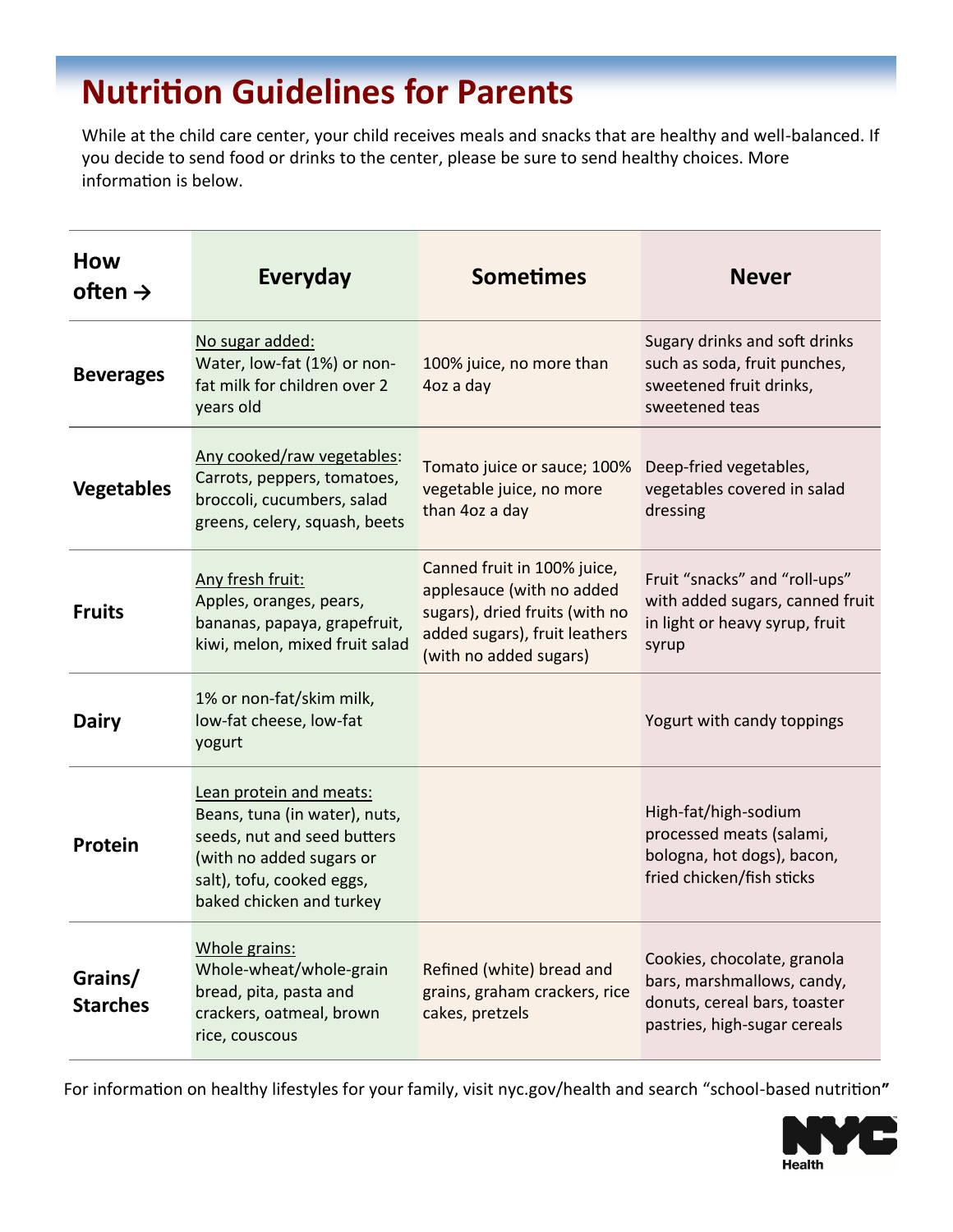# Nutrition Guidelines for Parents

While at the child care center, your child receives meals and snacks that are healthy and well-balanced. If you decide to send food or drinks to the center, please be sure to send healthy choices. More information is below.

| How often → | Everyday | Sometimes | Never |
|---|---|---|---|
| **Beverages** | No sugar added: Water, low-fat (1%) or non-fat milk for children over 2 years old | 100% juice, no more than 4oz a day | Sugary drinks and soft drinks such as soda, fruit punches, sweetened fruit drinks, sweetened teas |
| **Vegetables** | Any cooked/raw vegetables: Carrots, peppers, tomatoes, broccoli, cucumbers, salad greens, celery, squash, beets | Tomato juice or sauce; 100% vegetable juice, no more than 4oz a day | Deep-fried vegetables, vegetables covered in salad dressing |
| **Fruits** | Any fresh fruit: Apples, oranges, pears, bananas, papaya, grapefruit, kiwi, melon, mixed fruit salad | Canned fruit in 100% juice, applesauce (with no added sugars), dried fruits (with no added sugars), fruit leathers (with no added sugars) | Fruit "snacks" and "roll-ups" with added sugars, canned fruit in light or heavy syrup, fruit syrup |
| **Dairy** | 1% or non-fat/skim milk, low-fat cheese, low-fat yogurt | | Yogurt with candy toppings |
| **Protein** | Lean protein and meats: Beans, tuna (in water), nuts, seeds, nut and seed butters (with no added sugars or salt), tofu, cooked eggs, baked chicken and turkey | | High-fat/high-sodium processed meats (salami, bologna, hot dogs), bacon, fried chicken/fish sticks |
| **Grains/ Starches** | Whole grains: Whole-wheat/whole-grain bread, pita, pasta and crackers, oatmeal, brown rice, couscous | Refined (white) bread and grains, graham crackers, rice cakes, pretzels | Cookies, chocolate, granola bars, marshmallows, candy, donuts, cereal bars, toaster pastries, high-sugar cereals |

For information on healthy lifestyles for your family, visit nyc.gov/health and search "school-based nutrition"

NYC Health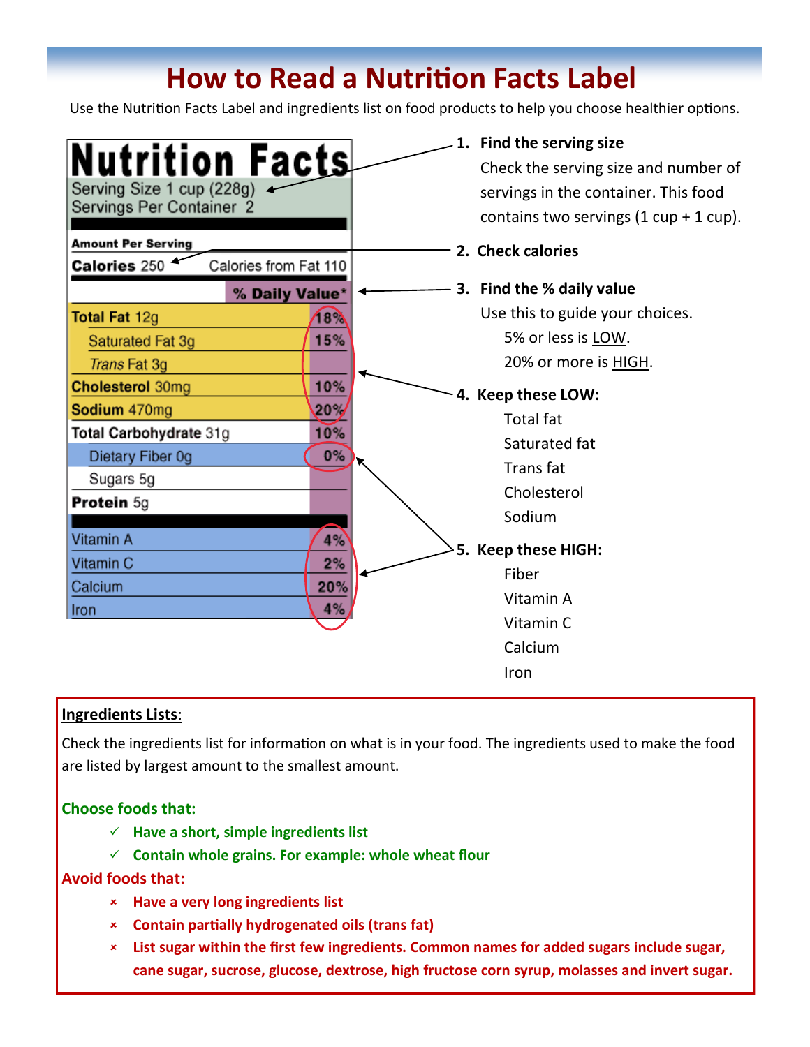# How to Read a Nutrition Facts Label

Use the Nutrition Facts Label and ingredients list on food products to help you choose healthier options.

| Nutrition Facts | |
|---|---|
| Serving Size 1 cup (228g) | |
| Servings Per Container 2 | |
| **Amount Per Serving** | |
| **Calories** 250 | Calories from Fat 110 |
| | **% Daily Value*** |
| **Total Fat** 12g | 18% |
| Saturated Fat 3g | 15% |
| *Trans* Fat 3g | |
| **Cholesterol** 30mg | 10% |
| **Sodium** 470mg | 20% |
| **Total Carbohydrate** 31g | 10% |
| Dietary Fiber 0g | 0% |
| Sugars 5g | |
| **Protein** 5g | |
| Vitamin A | 4% |
| Vitamin C | 2% |
| Calcium | 20% |
| Iron | 4% |

1. **Find the serving size**
   Check the serving size and number of servings in the container. This food contains two servings (1 cup + 1 cup).
2. **Check calories**
3. **Find the % daily value**
   Use this to guide your choices.
   - 5% or less is LOW.
   - 20% or more is HIGH.
4. **Keep these LOW:**
   - Total fat
   - Saturated fat
   - Trans fat
   - Cholesterol
   - Sodium
5. **Keep these HIGH:**
   - Fiber
   - Vitamin A
   - Vitamin C
   - Calcium
   - Iron

**Ingredients Lists:**

Check the ingredients list for information on what is in your food. The ingredients used to make the food are listed by largest amount to the smallest amount.

**Choose foods that:**

- ✓ **Have a short, simple ingredients list**
- ✓ **Contain whole grains. For example: whole wheat flour**

**Avoid foods that:**

- × **Have a very long ingredients list**
- × **Contain partially hydrogenated oils (trans fat)**
- × **List sugar within the first few ingredients. Common names for added sugars include sugar, cane sugar, sucrose, glucose, dextrose, high fructose corn syrup, molasses and invert sugar.**